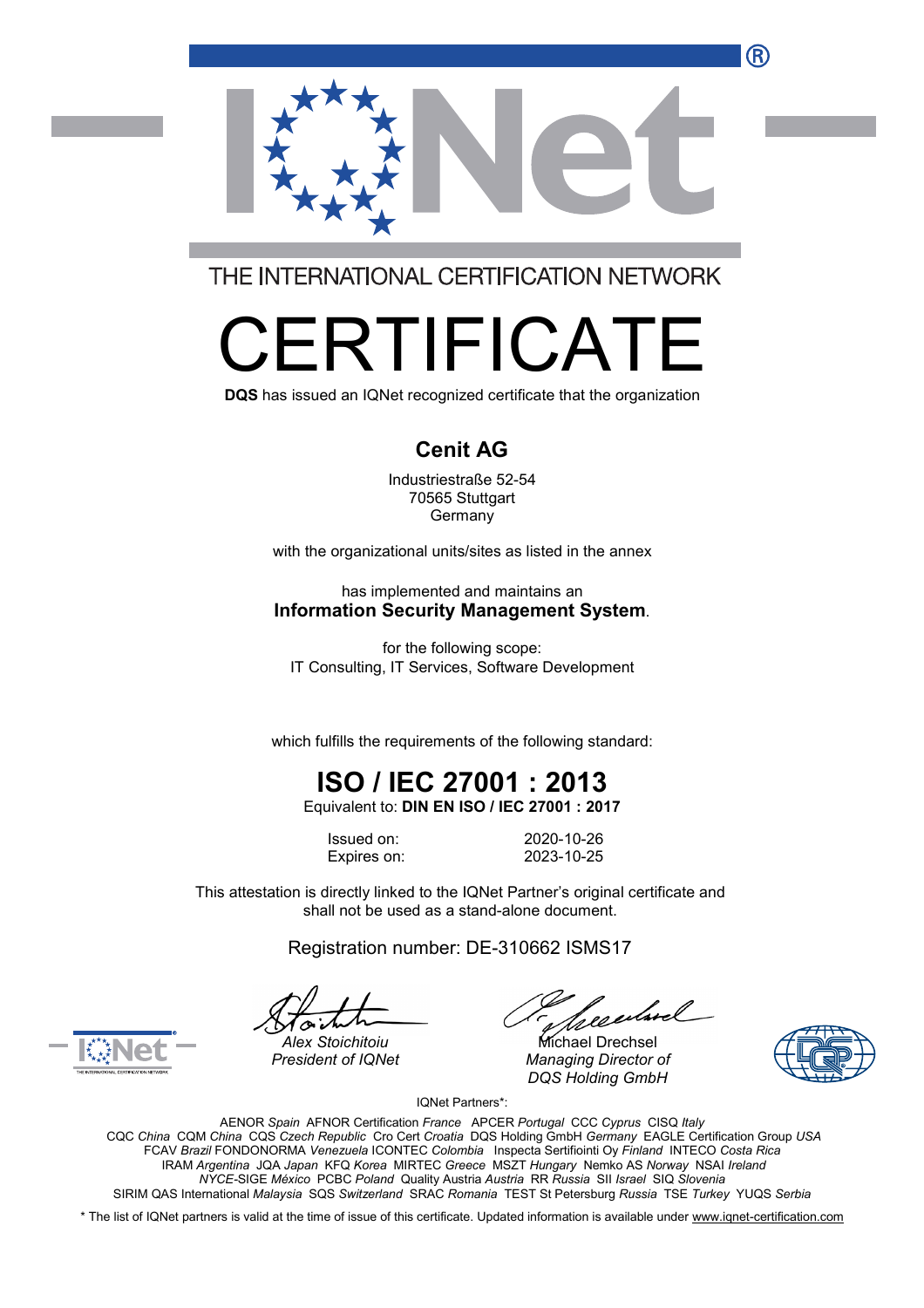THE INTERNATIONAL CERTIFICATION NETWORK

# CERTIFICATE

**DQS** has issued an IQNet recognized certificate that the organization

## Cenit AG

Industriestraße 52-54
70565 Stuttgart
Germany

with the organizational units/sites as listed in the annex

has implemented and maintains an
**Information Security Management System**.

for the following scope:
IT Consulting, IT Services, Software Development

which fulfills the requirements of the following standard:

## ISO / IEC 27001 : 2013

Equivalent to: **DIN EN ISO / IEC 27001 : 2017**

| | |
|---|---|
| Issued on: | 2020-10-26 |
| Expires on: | 2023-10-25 |

This attestation is directly linked to the IQNet Partner's original certificate and shall not be used as a stand-alone document.

Registration number: DE-310662 ISMS17

*Alex Stoichitoiu*
*President of IQNet*

Michael Drechsel
*Managing Director of DQS Holding GmbH*

IQNet Partners*:

AENOR *Spain* AFNOR Certification *France* APCER *Portugal* CCC *Cyprus* CISQ *Italy*
CQC *China* CQM *China* CQS *Czech Republic* Cro Cert *Croatia* DQS Holding GmbH *Germany* EAGLE Certification Group *USA*
FCAV *Brazil* FONDONORMA *Venezuela* ICONTEC *Colombia* Inspecta Sertifiointi Oy *Finland* INTECO *Costa Rica*
IRAM *Argentina* JQA *Japan* KFQ *Korea* MIRTEC *Greece* MSZT *Hungary* Nemko AS *Norway* NSAI *Ireland*
*NYCE*-SIGE *México* PCBC *Poland* Quality Austria *Austria* RR *Russia* SII *Israel* SIQ *Slovenia*
SIRIM QAS International *Malaysia* SQS *Switzerland* SRAC *Romania* TEST St Petersburg *Russia* TSE *Turkey* YUQS *Serbia*

* The list of IQNet partners is valid at the time of issue of this certificate. Updated information is available under www.iqnet-certification.com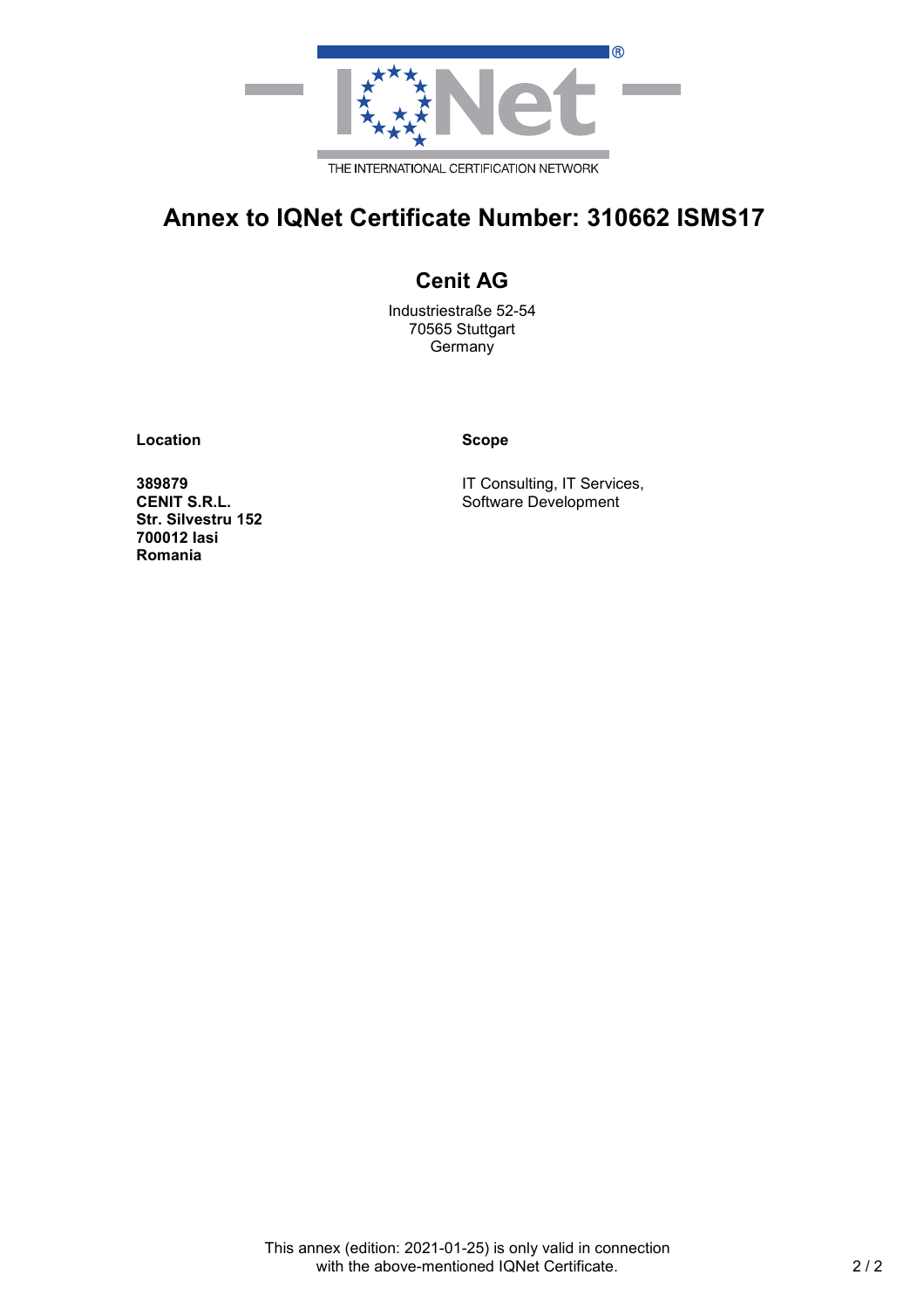THE INTERNATIONAL CERTIFICATION NETWORK

# Annex to IQNet Certificate Number: 310662 ISMS17

## Cenit AG

Industriestraße 52-54
70565 Stuttgart
Germany

| Location | Scope |
|---|---|
| **389879**<br>**CENIT S.R.L.**<br>**Str. Silvestru 152**<br>**700012 Iasi**<br>**Romania** | IT Consulting, IT Services, Software Development |

This annex (edition: 2021-01-25) is only valid in connection with the above-mentioned IQNet Certificate.